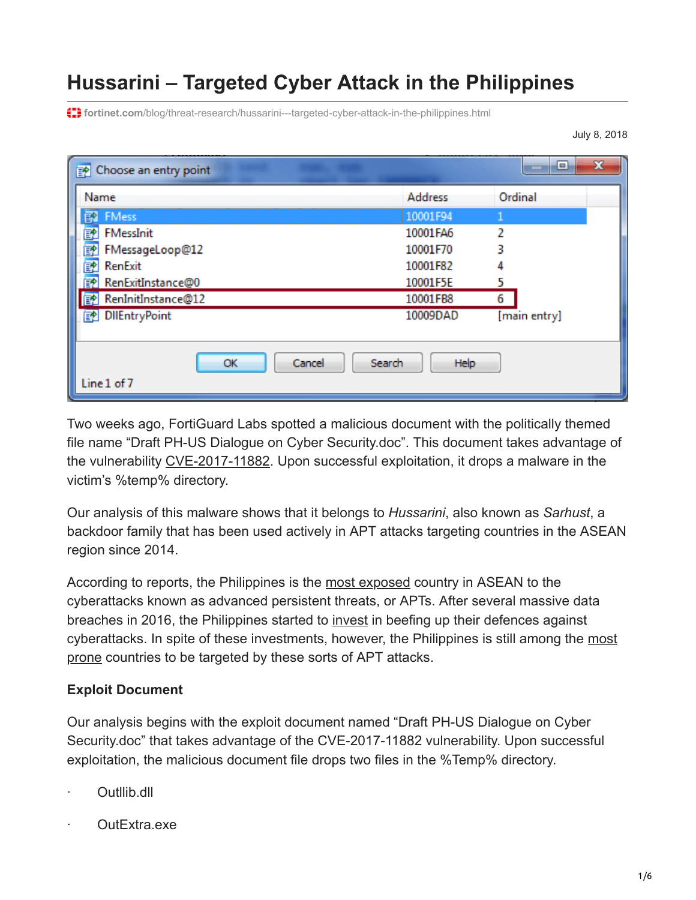# Hussarini – Targeted Cyber Attack in the Philippines

fortinet.com/blog/threat-research/hussarini---targeted-cyber-attack-in-the-philippines.html

July 8, 2018

Two weeks ago, FortiGuard Labs spotted a malicious document with the politically themed file name “Draft PH-US Dialogue on Cyber Security.doc”. This document takes advantage of the vulnerability CVE-2017-11882. Upon successful exploitation, it drops a malware in the victim’s %temp% directory.

Our analysis of this malware shows that it belongs to *Hussarini*, also known as *Sarhust*, a backdoor family that has been used actively in APT attacks targeting countries in the ASEAN region since 2014.

According to reports, the Philippines is the most exposed country in ASEAN to the cyberattacks known as advanced persistent threats, or APTs. After several massive data breaches in 2016, the Philippines started to invest in beefing up their defences against cyberattacks. In spite of these investments, however, the Philippines is still among the most prone countries to be targeted by these sorts of APT attacks.

**Exploit Document**

Our analysis begins with the exploit document named “Draft PH-US Dialogue on Cyber Security.doc” that takes advantage of the CVE-2017-11882 vulnerability. Upon successful exploitation, the malicious document file drops two files in the %Temp% directory.

- Outllib.dll
- OutExtra.exe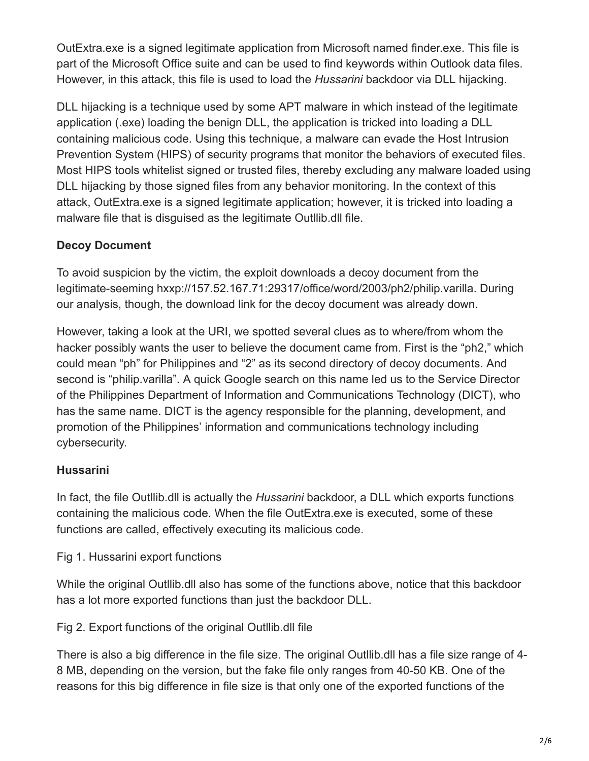OutExtra.exe is a signed legitimate application from Microsoft named finder.exe. This file is part of the Microsoft Office suite and can be used to find keywords within Outlook data files. However, in this attack, this file is used to load the *Hussarini* backdoor via DLL hijacking.

DLL hijacking is a technique used by some APT malware in which instead of the legitimate application (.exe) loading the benign DLL, the application is tricked into loading a DLL containing malicious code. Using this technique, a malware can evade the Host Intrusion Prevention System (HIPS) of security programs that monitor the behaviors of executed files. Most HIPS tools whitelist signed or trusted files, thereby excluding any malware loaded using DLL hijacking by those signed files from any behavior monitoring. In the context of this attack, OutExtra.exe is a signed legitimate application; however, it is tricked into loading a malware file that is disguised as the legitimate Outllib.dll file.

**Decoy Document**

To avoid suspicion by the victim, the exploit downloads a decoy document from the legitimate-seeming hxxp://157.52.167.71:29317/office/word/2003/ph2/philip.varilla. During our analysis, though, the download link for the decoy document was already down.

However, taking a look at the URI, we spotted several clues as to where/from whom the hacker possibly wants the user to believe the document came from. First is the “ph2,” which could mean “ph” for Philippines and “2” as its second directory of decoy documents. And second is “philip.varilla”. A quick Google search on this name led us to the Service Director of the Philippines Department of Information and Communications Technology (DICT), who has the same name. DICT is the agency responsible for the planning, development, and promotion of the Philippines’ information and communications technology including cybersecurity.

**Hussarini**

In fact, the file Outllib.dll is actually the *Hussarini* backdoor, a DLL which exports functions containing the malicious code. When the file OutExtra.exe is executed, some of these functions are called, effectively executing its malicious code.

Fig 1. Hussarini export functions

While the original Outllib.dll also has some of the functions above, notice that this backdoor has a lot more exported functions than just the backdoor DLL.

Fig 2. Export functions of the original Outllib.dll file

There is also a big difference in the file size. The original Outllib.dll has a file size range of 4-8 MB, depending on the version, but the fake file only ranges from 40-50 KB. One of the reasons for this big difference in file size is that only one of the exported functions of the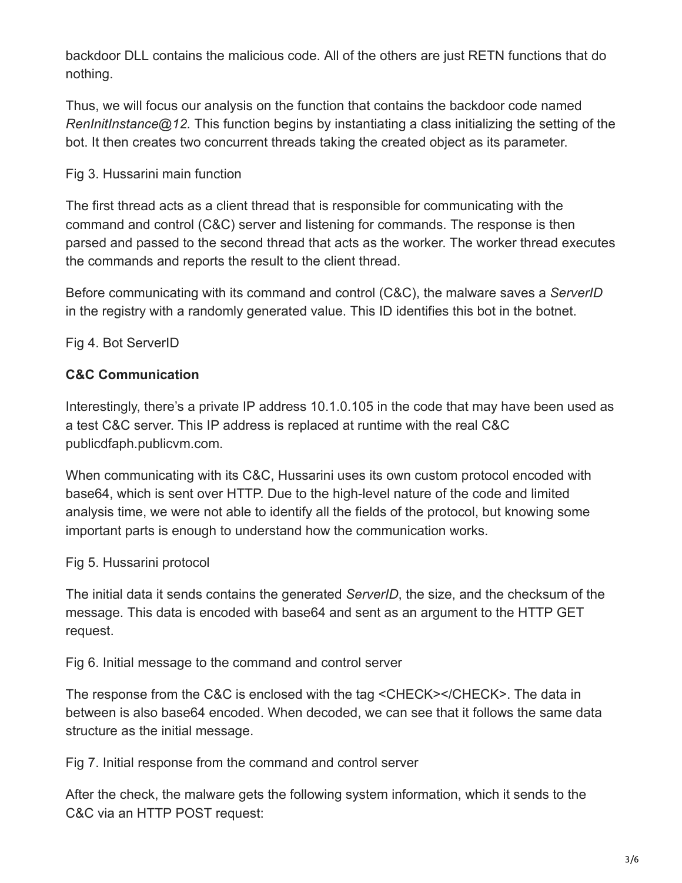backdoor DLL contains the malicious code. All of the others are just RETN functions that do nothing.

Thus, we will focus our analysis on the function that contains the backdoor code named *RenInitInstance@12.* This function begins by instantiating a class initializing the setting of the bot. It then creates two concurrent threads taking the created object as its parameter.

Fig 3. Hussarini main function

The first thread acts as a client thread that is responsible for communicating with the command and control (C&C) server and listening for commands. The response is then parsed and passed to the second thread that acts as the worker. The worker thread executes the commands and reports the result to the client thread.

Before communicating with its command and control (C&C), the malware saves a *ServerID* in the registry with a randomly generated value. This ID identifies this bot in the botnet.

Fig 4. Bot ServerID

**C&C Communication**

Interestingly, there's a private IP address 10.1.0.105 in the code that may have been used as a test C&C server. This IP address is replaced at runtime with the real C&C publicdfaph.publicvm.com.

When communicating with its C&C, Hussarini uses its own custom protocol encoded with base64, which is sent over HTTP. Due to the high-level nature of the code and limited analysis time, we were not able to identify all the fields of the protocol, but knowing some important parts is enough to understand how the communication works.

Fig 5. Hussarini protocol

The initial data it sends contains the generated *ServerID*, the size, and the checksum of the message. This data is encoded with base64 and sent as an argument to the HTTP GET request.

Fig 6. Initial message to the command and control server

The response from the C&C is enclosed with the tag <CHECK></CHECK>. The data in between is also base64 encoded. When decoded, we can see that it follows the same data structure as the initial message.

Fig 7. Initial response from the command and control server

After the check, the malware gets the following system information, which it sends to the C&C via an HTTP POST request: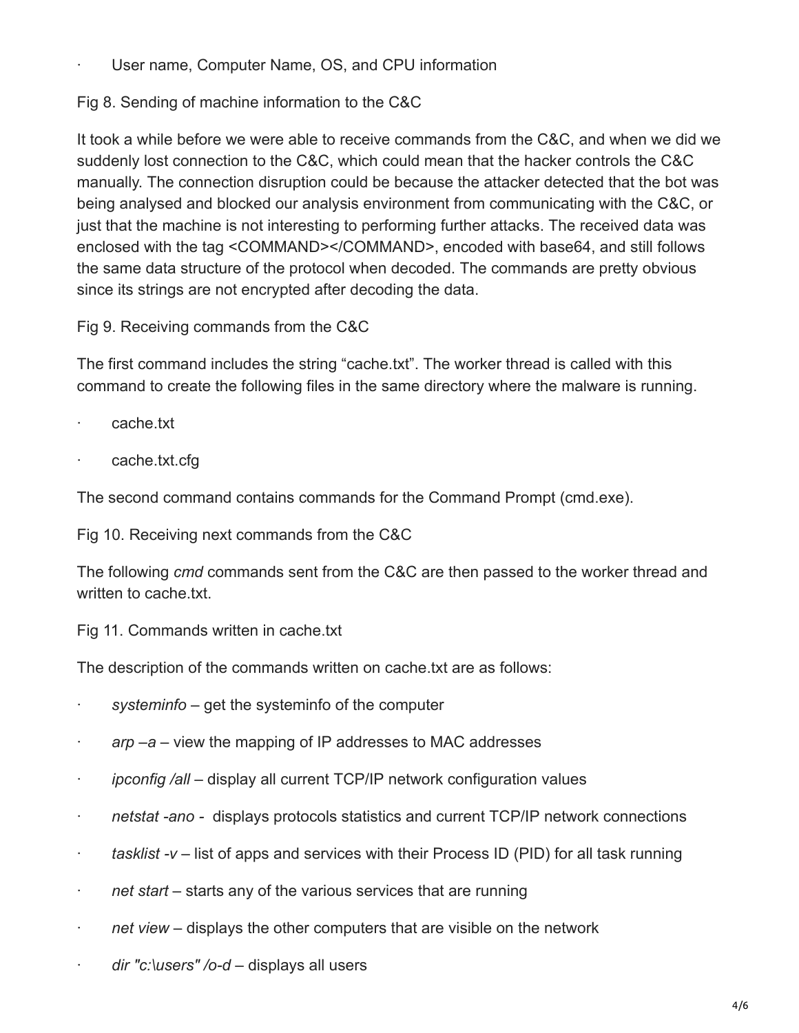- User name, Computer Name, OS, and CPU information

Fig 8. Sending of machine information to the C&C

It took a while before we were able to receive commands from the C&C, and when we did we suddenly lost connection to the C&C, which could mean that the hacker controls the C&C manually. The connection disruption could be because the attacker detected that the bot was being analysed and blocked our analysis environment from communicating with the C&C, or just that the machine is not interesting to performing further attacks. The received data was enclosed with the tag <COMMAND></COMMAND>, encoded with base64, and still follows the same data structure of the protocol when decoded. The commands are pretty obvious since its strings are not encrypted after decoding the data.

Fig 9. Receiving commands from the C&C

The first command includes the string "cache.txt". The worker thread is called with this command to create the following files in the same directory where the malware is running.

- cache.txt
- cache.txt.cfg

The second command contains commands for the Command Prompt (cmd.exe).

Fig 10. Receiving next commands from the C&C

The following *cmd* commands sent from the C&C are then passed to the worker thread and written to cache.txt.

Fig 11. Commands written in cache.txt

The description of the commands written on cache.txt are as follows:

- *systeminfo* – get the systeminfo of the computer
- *arp –a* – view the mapping of IP addresses to MAC addresses
- *ipconfig /all* – display all current TCP/IP network configuration values
- *netstat -ano* - displays protocols statistics and current TCP/IP network connections
- *tasklist -v* – list of apps and services with their Process ID (PID) for all task running
- *net start* – starts any of the various services that are running
- *net view* – displays the other computers that are visible on the network
- *dir "c:\users" /o-d* – displays all users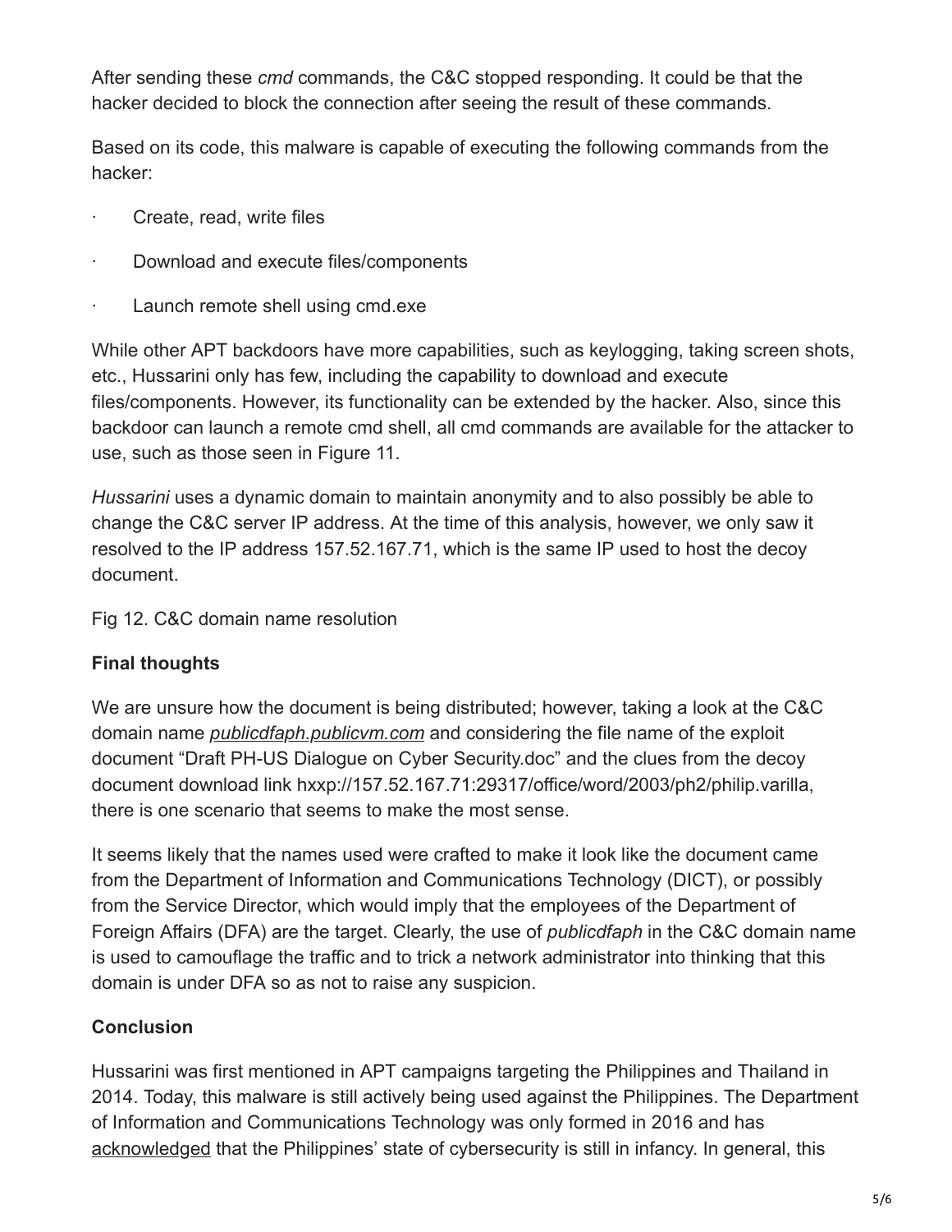After sending these *cmd* commands, the C&C stopped responding. It could be that the hacker decided to block the connection after seeing the result of these commands.

Based on its code, this malware is capable of executing the following commands from the hacker:

- Create, read, write files
- Download and execute files/components
- Launch remote shell using cmd.exe

While other APT backdoors have more capabilities, such as keylogging, taking screen shots, etc., Hussarini only has few, including the capability to download and execute files/components. However, its functionality can be extended by the hacker. Also, since this backdoor can launch a remote cmd shell, all cmd commands are available for the attacker to use, such as those seen in Figure 11.

*Hussarini* uses a dynamic domain to maintain anonymity and to also possibly be able to change the C&C server IP address. At the time of this analysis, however, we only saw it resolved to the IP address 157.52.167.71, which is the same IP used to host the decoy document.

Fig 12. C&C domain name resolution

## Final thoughts

We are unsure how the document is being distributed; however, taking a look at the C&C domain name *publicdfaph.publicvm.com* and considering the file name of the exploit document "Draft PH-US Dialogue on Cyber Security.doc" and the clues from the decoy document download link hxxp://157.52.167.71:29317/office/word/2003/ph2/philip.varilla, there is one scenario that seems to make the most sense.

It seems likely that the names used were crafted to make it look like the document came from the Department of Information and Communications Technology (DICT), or possibly from the Service Director, which would imply that the employees of the Department of Foreign Affairs (DFA) are the target. Clearly, the use of *publicdfaph* in the C&C domain name is used to camouflage the traffic and to trick a network administrator into thinking that this domain is under DFA so as not to raise any suspicion.

## Conclusion

Hussarini was first mentioned in APT campaigns targeting the Philippines and Thailand in 2014. Today, this malware is still actively being used against the Philippines. The Department of Information and Communications Technology was only formed in 2016 and has acknowledged that the Philippines' state of cybersecurity is still in infancy. In general, this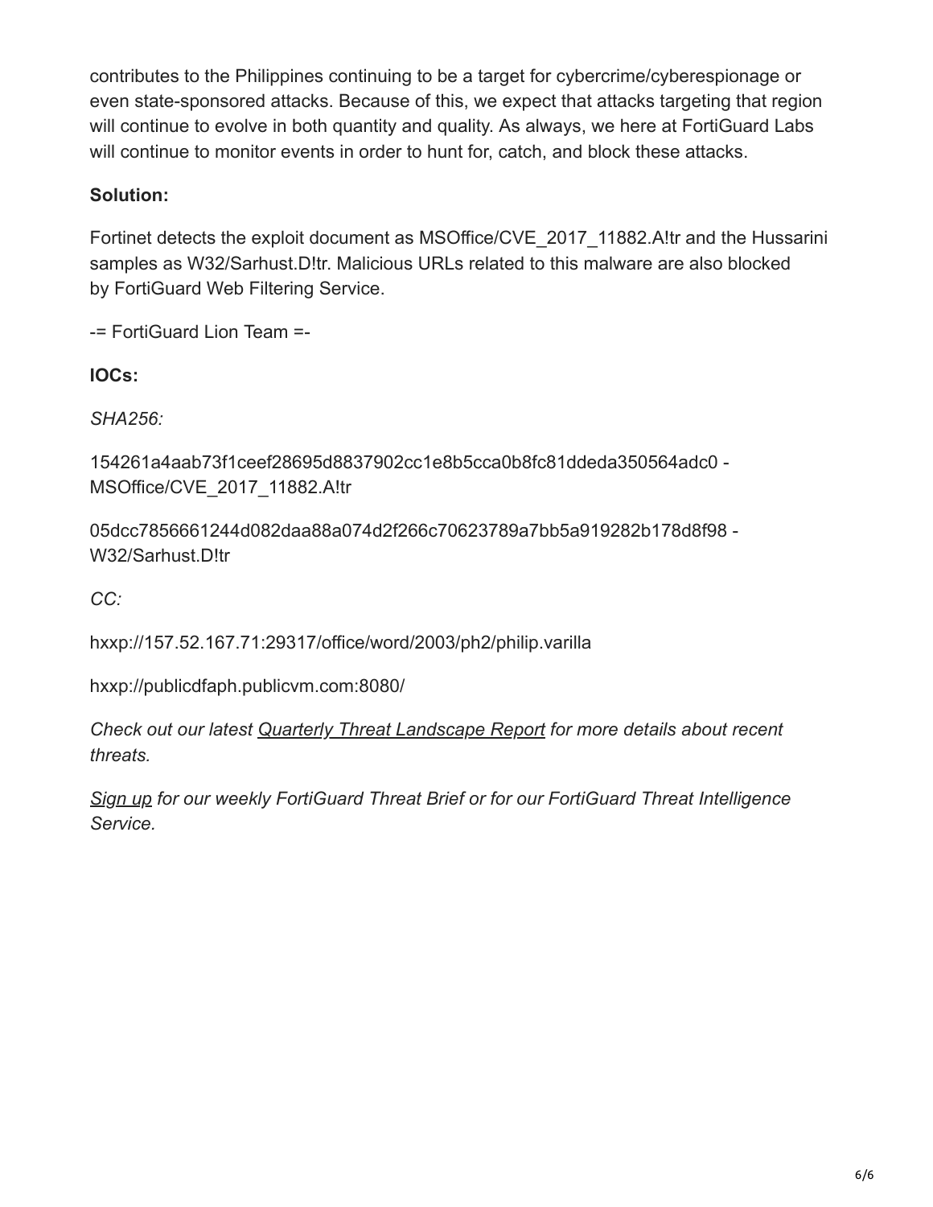contributes to the Philippines continuing to be a target for cybercrime/cyberespionage or even state-sponsored attacks. Because of this, we expect that attacks targeting that region will continue to evolve in both quantity and quality. As always, we here at FortiGuard Labs will continue to monitor events in order to hunt for, catch, and block these attacks.

**Solution:**

Fortinet detects the exploit document as MSOffice/CVE_2017_11882.A!tr and the Hussarini samples as W32/Sarhust.D!tr. Malicious URLs related to this malware are also blocked by FortiGuard Web Filtering Service.

-= FortiGuard Lion Team =-

**IOCs:**

*SHA256:*

154261a4aab73f1ceef28695d8837902cc1e8b5cca0b8fc81ddeda350564adc0 - MSOffice/CVE_2017_11882.A!tr

05dcc7856661244d082daa88a074d2f266c70623789a7bb5a919282b178d8f98 - W32/Sarhust.D!tr

*CC:*

hxxp://157.52.167.71:29317/office/word/2003/ph2/philip.varilla

hxxp://publicdfaph.publicvm.com:8080/

*Check out our latest Quarterly Threat Landscape Report for more details about recent threats.*

*Sign up for our weekly FortiGuard Threat Brief or for our FortiGuard Threat Intelligence Service.*